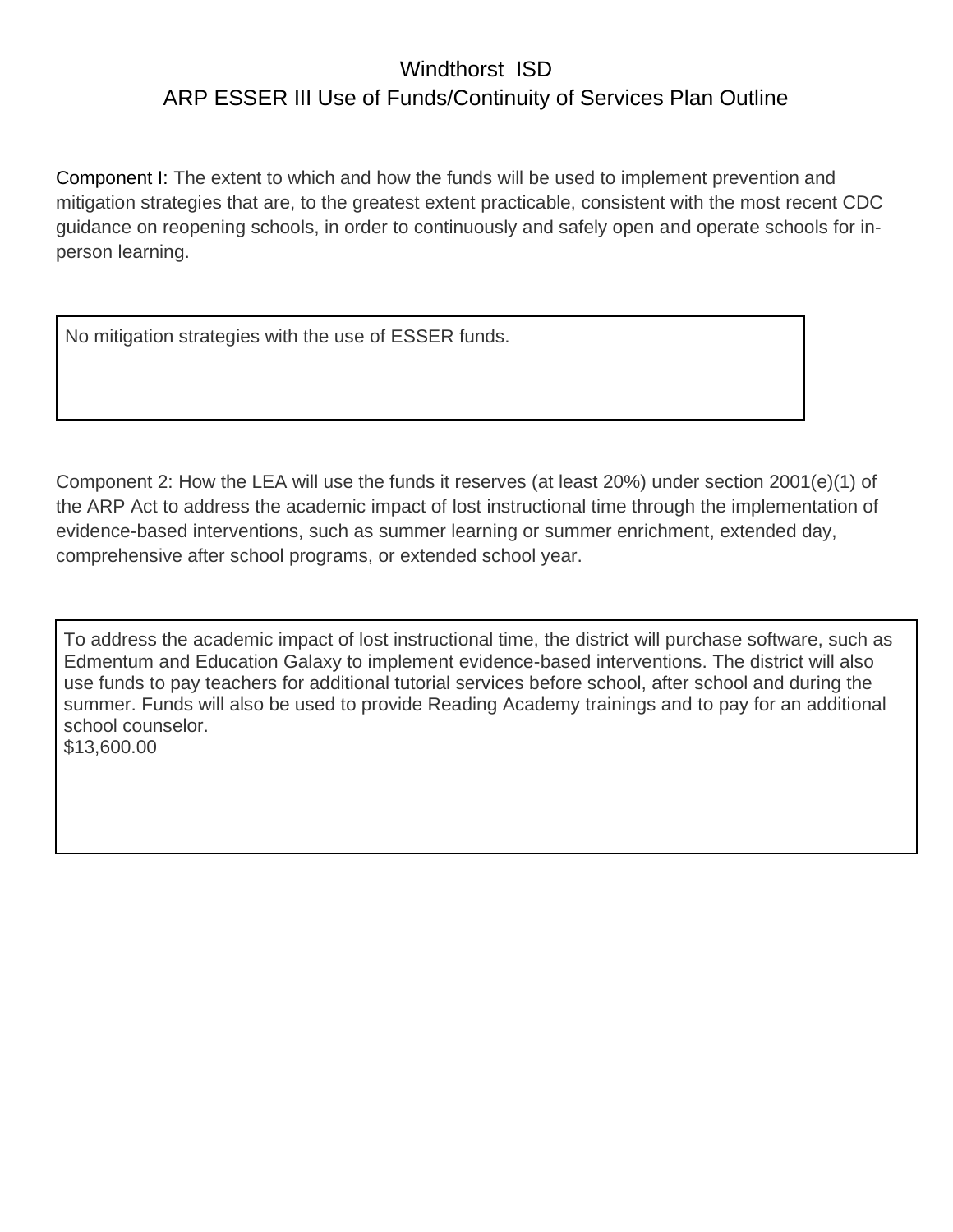# Windthorst ISD

## ARP ESSER III Use of Funds/Continuity of Services Plan Outline

Component I: The extent to which and how the funds will be used to implement prevention and mitigation strategies that are, to the greatest extent practicable, consistent with the most recent CDC guidance on reopening schools, in order to continuously and safely open and operate schools for in-person learning.

No mitigation strategies with the use of ESSER funds.

Component 2: How the LEA will use the funds it reserves (at least 20%) under section 2001(e)(1) of the ARP Act to address the academic impact of lost instructional time through the implementation of evidence-based interventions, such as summer learning or summer enrichment, extended day, comprehensive after school programs, or extended school year.

To address the academic impact of lost instructional time, the district will purchase software, such as Edmentum and Education Galaxy to implement evidence-based interventions. The district will also use funds to pay teachers for additional tutorial services before school, after school and during the summer. Funds will also be used to provide Reading Academy trainings and to pay for an additional school counselor.
$13,600.00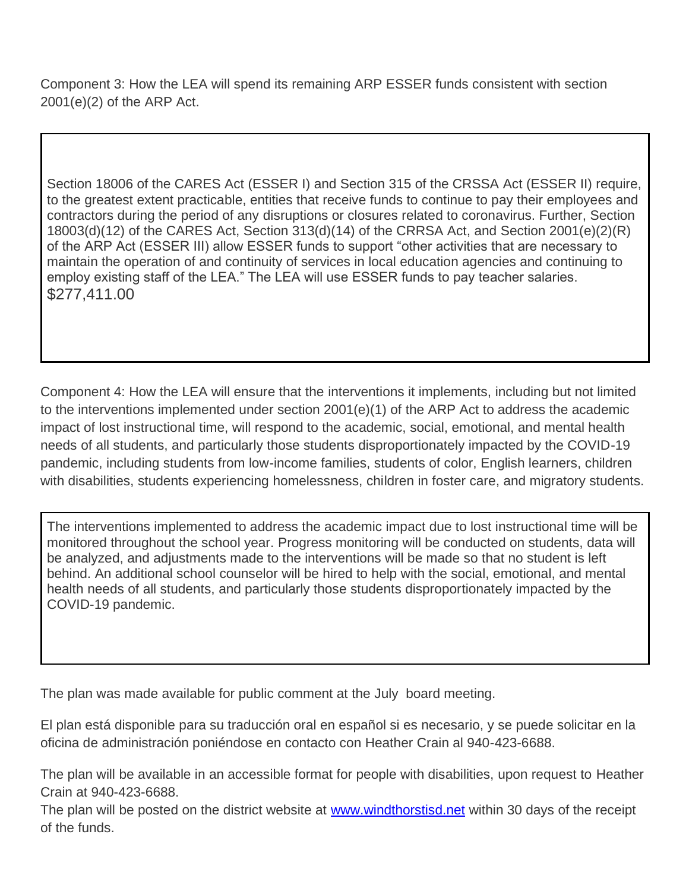Component 3: How the LEA will spend its remaining ARP ESSER funds consistent with section 2001(e)(2) of the ARP Act.

Section 18006 of the CARES Act (ESSER I) and Section 315 of the CRSSA Act (ESSER II) require, to the greatest extent practicable, entities that receive funds to continue to pay their employees and contractors during the period of any disruptions or closures related to coronavirus. Further, Section 18003(d)(12) of the CARES Act, Section 313(d)(14) of the CRRSA Act, and Section 2001(e)(2)(R) of the ARP Act (ESSER III) allow ESSER funds to support "other activities that are necessary to maintain the operation of and continuity of services in local education agencies and continuing to employ existing staff of the LEA." The LEA will use ESSER funds to pay teacher salaries. $277,411.00

Component 4: How the LEA will ensure that the interventions it implements, including but not limited to the interventions implemented under section 2001(e)(1) of the ARP Act to address the academic impact of lost instructional time, will respond to the academic, social, emotional, and mental health needs of all students, and particularly those students disproportionately impacted by the COVID-19 pandemic, including students from low-income families, students of color, English learners, children with disabilities, students experiencing homelessness, children in foster care, and migratory students.

The interventions implemented to address the academic impact due to lost instructional time will be monitored throughout the school year. Progress monitoring will be conducted on students, data will be analyzed, and adjustments made to the interventions will be made so that no student is left behind. An additional school counselor will be hired to help with the social, emotional, and mental health needs of all students, and particularly those students disproportionately impacted by the COVID-19 pandemic.

The plan was made available for public comment at the July board meeting.

El plan está disponible para su traducción oral en español si es necesario, y se puede solicitar en la oficina de administración poniéndose en contacto con Heather Crain al 940-423-6688.

The plan will be available in an accessible format for people with disabilities, upon request to Heather Crain at 940-423-6688.

The plan will be posted on the district website at [www.windthorstisd.net](http://www.windthorstisd.net) within 30 days of the receipt of the funds.